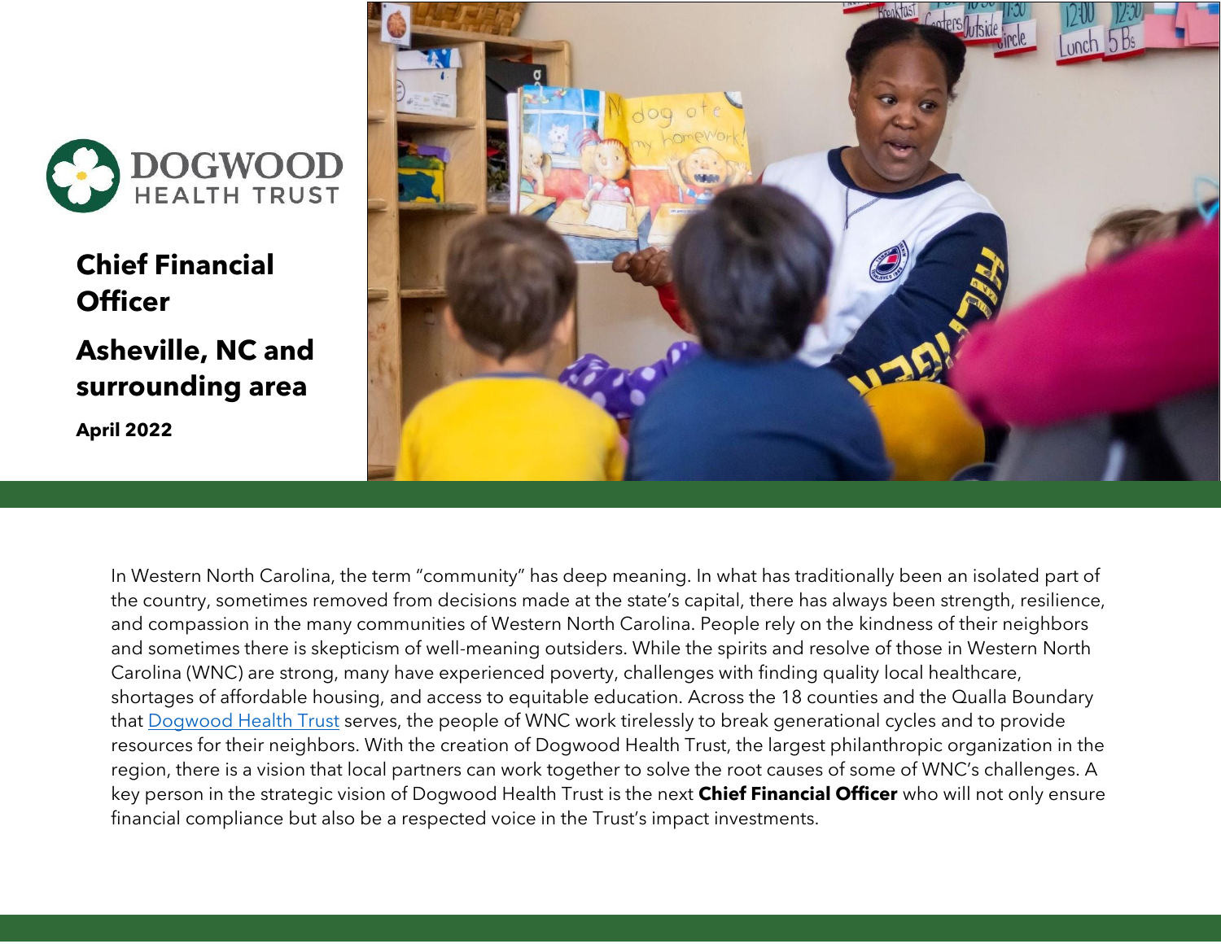DOGWOOD HEALTH TRUST

# Chief Financial Officer

## Asheville, NC and surrounding area

**April 2022**

In Western North Carolina, the term "community" has deep meaning. In what has traditionally been an isolated part of the country, sometimes removed from decisions made at the state's capital, there has always been strength, resilience, and compassion in the many communities of Western North Carolina. People rely on the kindness of their neighbors and sometimes there is skepticism of well-meaning outsiders. While the spirits and resolve of those in Western North Carolina (WNC) are strong, many have experienced poverty, challenges with finding quality local healthcare, shortages of affordable housing, and access to equitable education. Across the 18 counties and the Qualla Boundary that Dogwood Health Trust serves, the people of WNC work tirelessly to break generational cycles and to provide resources for their neighbors. With the creation of Dogwood Health Trust, the largest philanthropic organization in the region, there is a vision that local partners can work together to solve the root causes of some of WNC's challenges. A key person in the strategic vision of Dogwood Health Trust is the next **Chief Financial Officer** who will not only ensure financial compliance but also be a respected voice in the Trust's impact investments.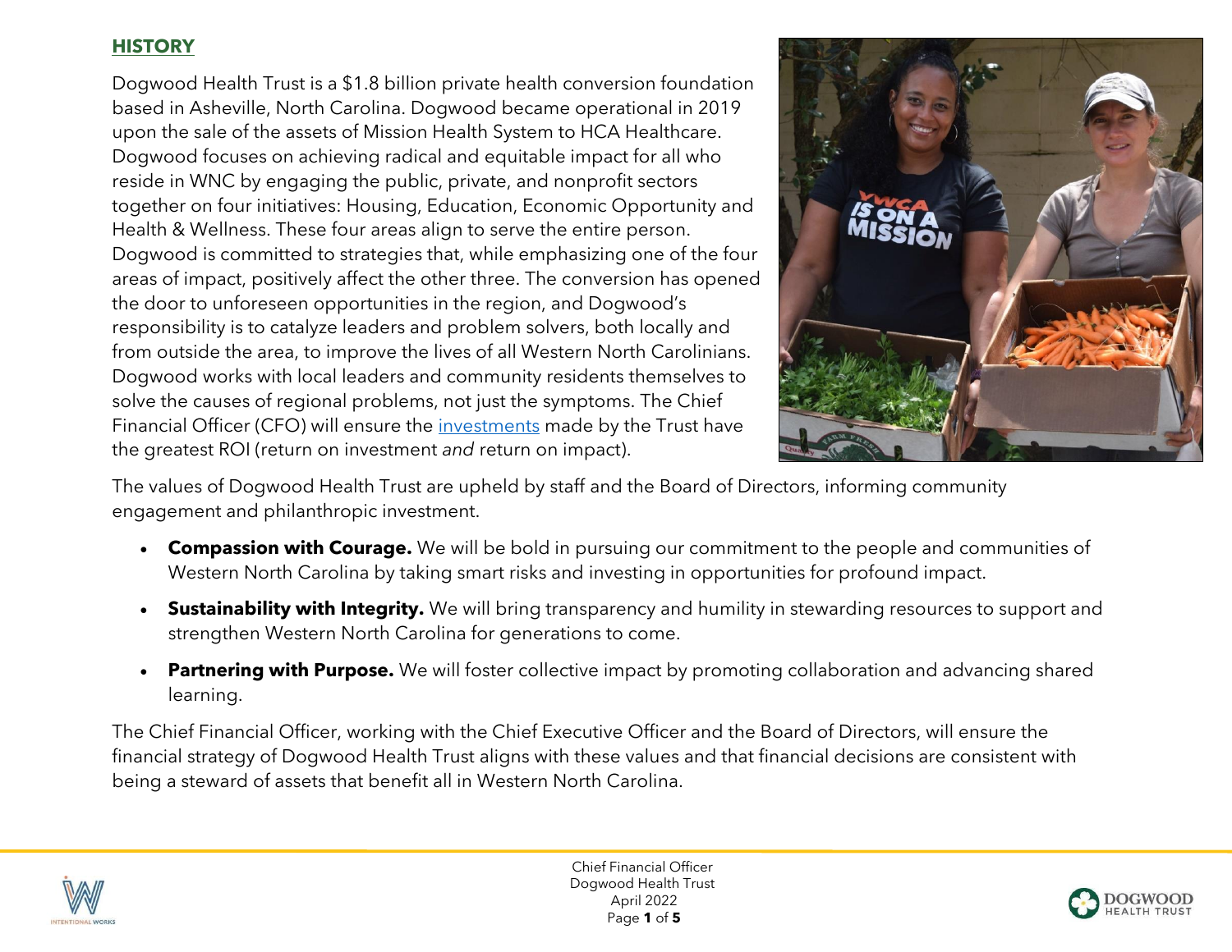## HISTORY

Dogwood Health Trust is a $1.8 billion private health conversion foundation based in Asheville, North Carolina. Dogwood became operational in 2019 upon the sale of the assets of Mission Health System to HCA Healthcare. Dogwood focuses on achieving radical and equitable impact for all who reside in WNC by engaging the public, private, and nonprofit sectors together on four initiatives: Housing, Education, Economic Opportunity and Health & Wellness. These four areas align to serve the entire person. Dogwood is committed to strategies that, while emphasizing one of the four areas of impact, positively affect the other three. The conversion has opened the door to unforeseen opportunities in the region, and Dogwood's responsibility is to catalyze leaders and problem solvers, both locally and from outside the area, to improve the lives of all Western North Carolinians. Dogwood works with local leaders and community residents themselves to solve the causes of regional problems, not just the symptoms. The Chief Financial Officer (CFO) will ensure the investments made by the Trust have the greatest ROI (return on investment *and* return on impact).

The values of Dogwood Health Trust are upheld by staff and the Board of Directors, informing community engagement and philanthropic investment.

- **Compassion with Courage.** We will be bold in pursuing our commitment to the people and communities of Western North Carolina by taking smart risks and investing in opportunities for profound impact.
- **Sustainability with Integrity.** We will bring transparency and humility in stewarding resources to support and strengthen Western North Carolina for generations to come.
- **Partnering with Purpose.** We will foster collective impact by promoting collaboration and advancing shared learning.

The Chief Financial Officer, working with the Chief Executive Officer and the Board of Directors, will ensure the financial strategy of Dogwood Health Trust aligns with these values and that financial decisions are consistent with being a steward of assets that benefit all in Western North Carolina.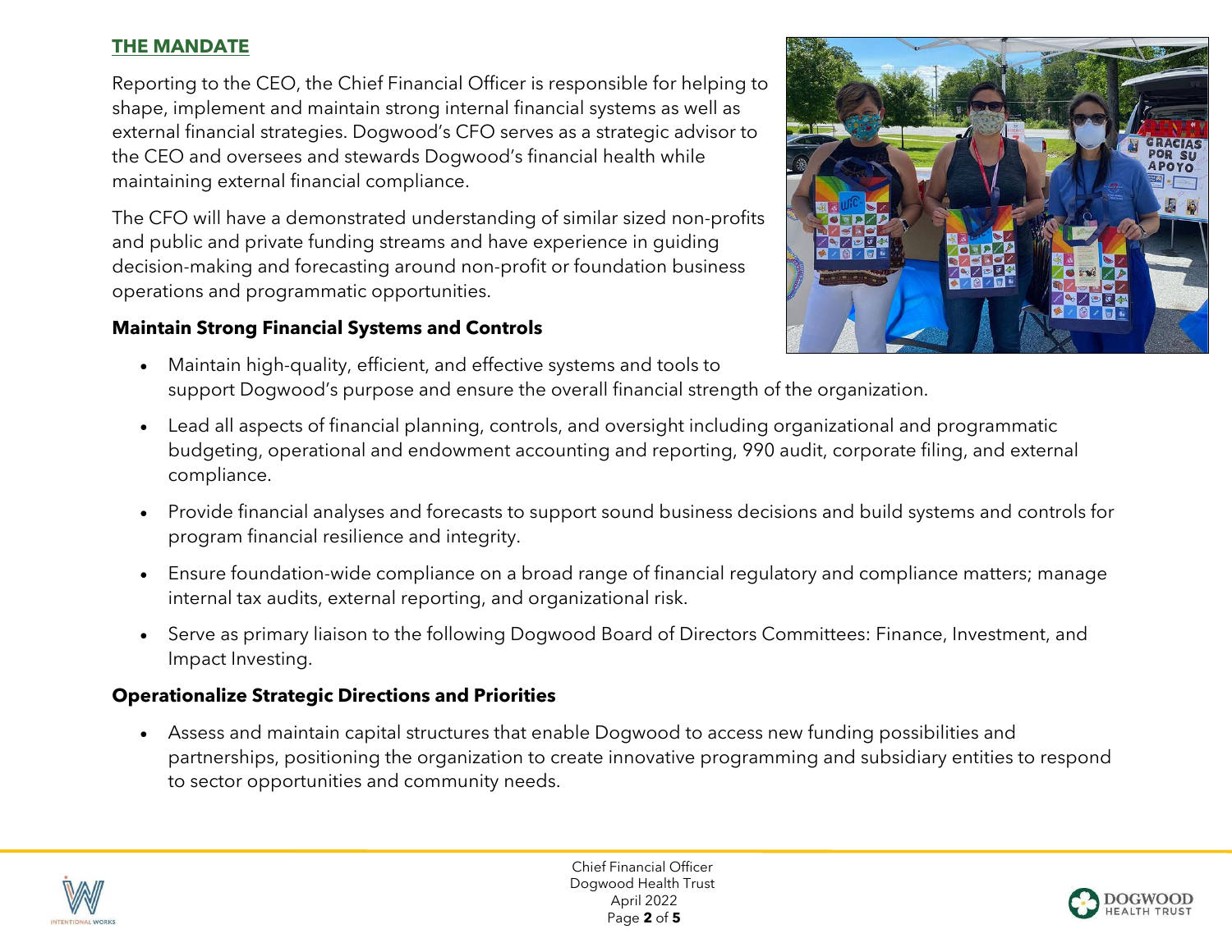## THE MANDATE

Reporting to the CEO, the Chief Financial Officer is responsible for helping to shape, implement and maintain strong internal financial systems as well as external financial strategies. Dogwood's CFO serves as a strategic advisor to the CEO and oversees and stewards Dogwood's financial health while maintaining external financial compliance.

The CFO will have a demonstrated understanding of similar sized non-profits and public and private funding streams and have experience in guiding decision-making and forecasting around non-profit or foundation business operations and programmatic opportunities.

### Maintain Strong Financial Systems and Controls

- Maintain high-quality, efficient, and effective systems and tools to support Dogwood's purpose and ensure the overall financial strength of the organization.
- Lead all aspects of financial planning, controls, and oversight including organizational and programmatic budgeting, operational and endowment accounting and reporting, 990 audit, corporate filing, and external compliance.
- Provide financial analyses and forecasts to support sound business decisions and build systems and controls for program financial resilience and integrity.
- Ensure foundation-wide compliance on a broad range of financial regulatory and compliance matters; manage internal tax audits, external reporting, and organizational risk.
- Serve as primary liaison to the following Dogwood Board of Directors Committees: Finance, Investment, and Impact Investing.

### Operationalize Strategic Directions and Priorities

- Assess and maintain capital structures that enable Dogwood to access new funding possibilities and partnerships, positioning the organization to create innovative programming and subsidiary entities to respond to sector opportunities and community needs.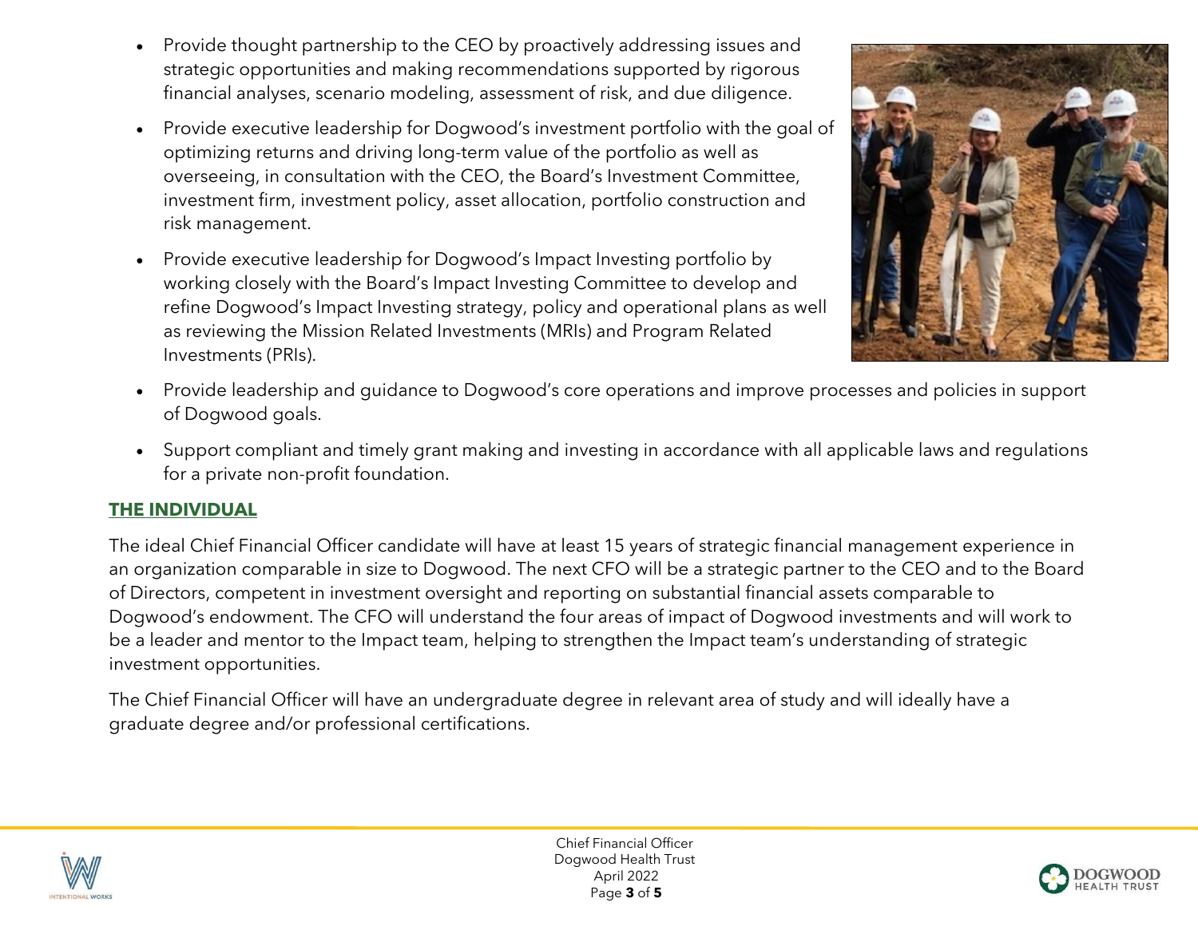- Provide thought partnership to the CEO by proactively addressing issues and strategic opportunities and making recommendations supported by rigorous financial analyses, scenario modeling, assessment of risk, and due diligence.
- Provide executive leadership for Dogwood's investment portfolio with the goal of optimizing returns and driving long-term value of the portfolio as well as overseeing, in consultation with the CEO, the Board's Investment Committee, investment firm, investment policy, asset allocation, portfolio construction and risk management.
- Provide executive leadership for Dogwood's Impact Investing portfolio by working closely with the Board's Impact Investing Committee to develop and refine Dogwood's Impact Investing strategy, policy and operational plans as well as reviewing the Mission Related Investments (MRIs) and Program Related Investments (PRIs).
- Provide leadership and guidance to Dogwood's core operations and improve processes and policies in support of Dogwood goals.
- Support compliant and timely grant making and investing in accordance with all applicable laws and regulations for a private non-profit foundation.

## THE INDIVIDUAL

The ideal Chief Financial Officer candidate will have at least 15 years of strategic financial management experience in an organization comparable in size to Dogwood. The next CFO will be a strategic partner to the CEO and to the Board of Directors, competent in investment oversight and reporting on substantial financial assets comparable to Dogwood's endowment. The CFO will understand the four areas of impact of Dogwood investments and will work to be a leader and mentor to the Impact team, helping to strengthen the Impact team's understanding of strategic investment opportunities.

The Chief Financial Officer will have an undergraduate degree in relevant area of study and will ideally have a graduate degree and/or professional certifications.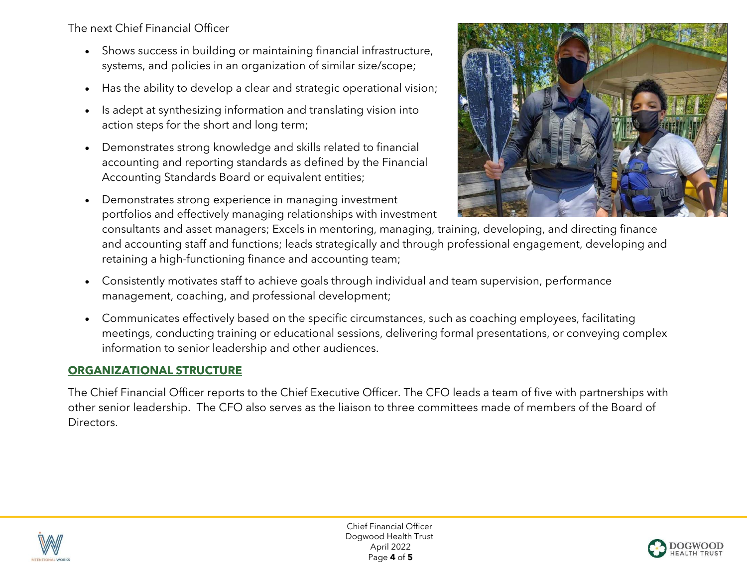The next Chief Financial Officer

- Shows success in building or maintaining financial infrastructure, systems, and policies in an organization of similar size/scope;
- Has the ability to develop a clear and strategic operational vision;
- Is adept at synthesizing information and translating vision into action steps for the short and long term;
- Demonstrates strong knowledge and skills related to financial accounting and reporting standards as defined by the Financial Accounting Standards Board or equivalent entities;
- Demonstrates strong experience in managing investment portfolios and effectively managing relationships with investment consultants and asset managers; Excels in mentoring, managing, training, developing, and directing finance and accounting staff and functions; leads strategically and through professional engagement, developing and retaining a high-functioning finance and accounting team;
- Consistently motivates staff to achieve goals through individual and team supervision, performance management, coaching, and professional development;
- Communicates effectively based on the specific circumstances, such as coaching employees, facilitating meetings, conducting training or educational sessions, delivering formal presentations, or conveying complex information to senior leadership and other audiences.

## ORGANIZATIONAL STRUCTURE

The Chief Financial Officer reports to the Chief Executive Officer. The CFO leads a team of five with partnerships with other senior leadership. The CFO also serves as the liaison to three committees made of members of the Board of Directors.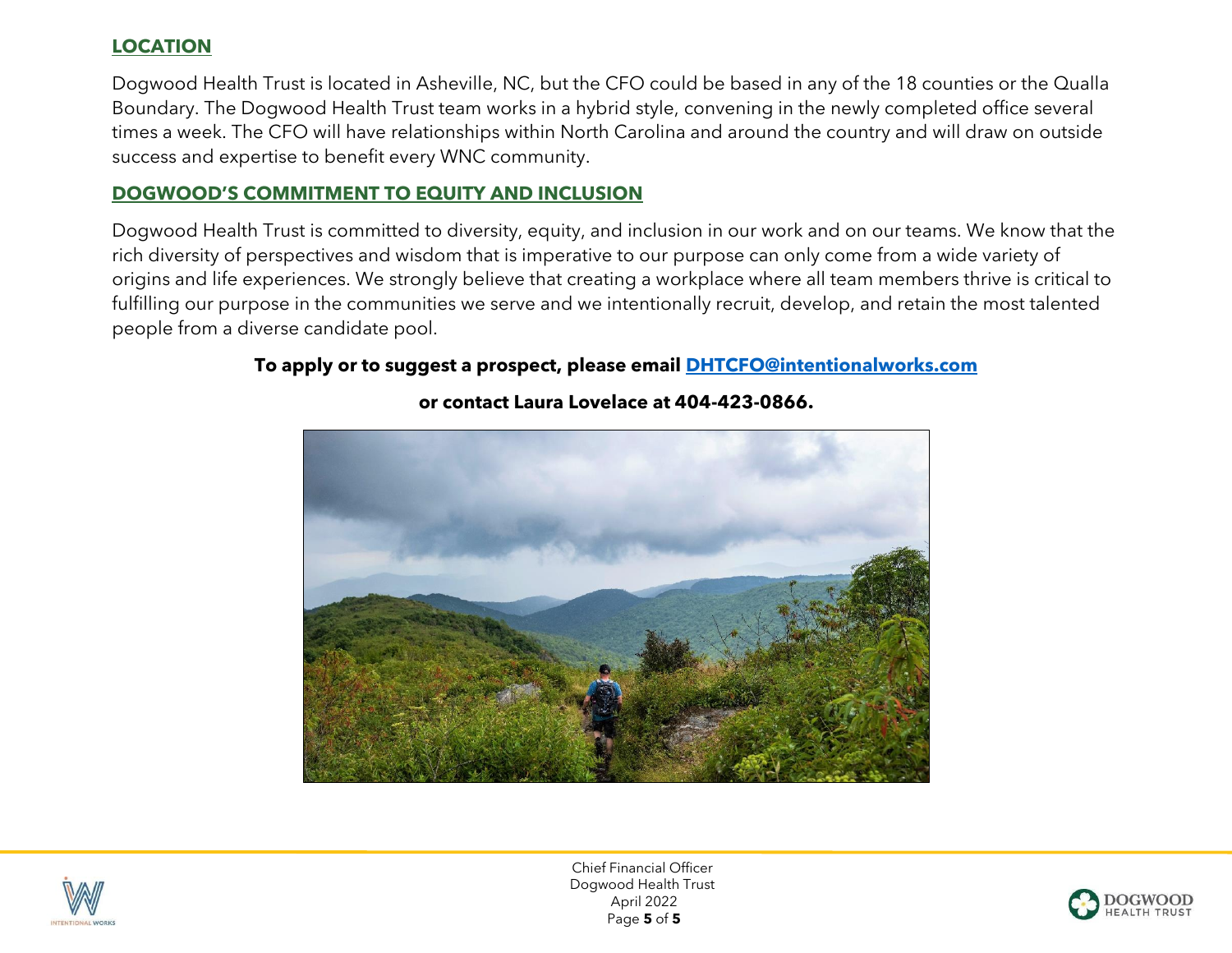## LOCATION

Dogwood Health Trust is located in Asheville, NC, but the CFO could be based in any of the 18 counties or the Qualla Boundary. The Dogwood Health Trust team works in a hybrid style, convening in the newly completed office several times a week. The CFO will have relationships within North Carolina and around the country and will draw on outside success and expertise to benefit every WNC community.

## DOGWOOD'S COMMITMENT TO EQUITY AND INCLUSION

Dogwood Health Trust is committed to diversity, equity, and inclusion in our work and on our teams. We know that the rich diversity of perspectives and wisdom that is imperative to our purpose can only come from a wide variety of origins and life experiences. We strongly believe that creating a workplace where all team members thrive is critical to fulfilling our purpose in the communities we serve and we intentionally recruit, develop, and retain the most talented people from a diverse candidate pool.

**To apply or to suggest a prospect, please email DHTCFO@intentionalworks.com**

**or contact Laura Lovelace at 404-423-0866.**